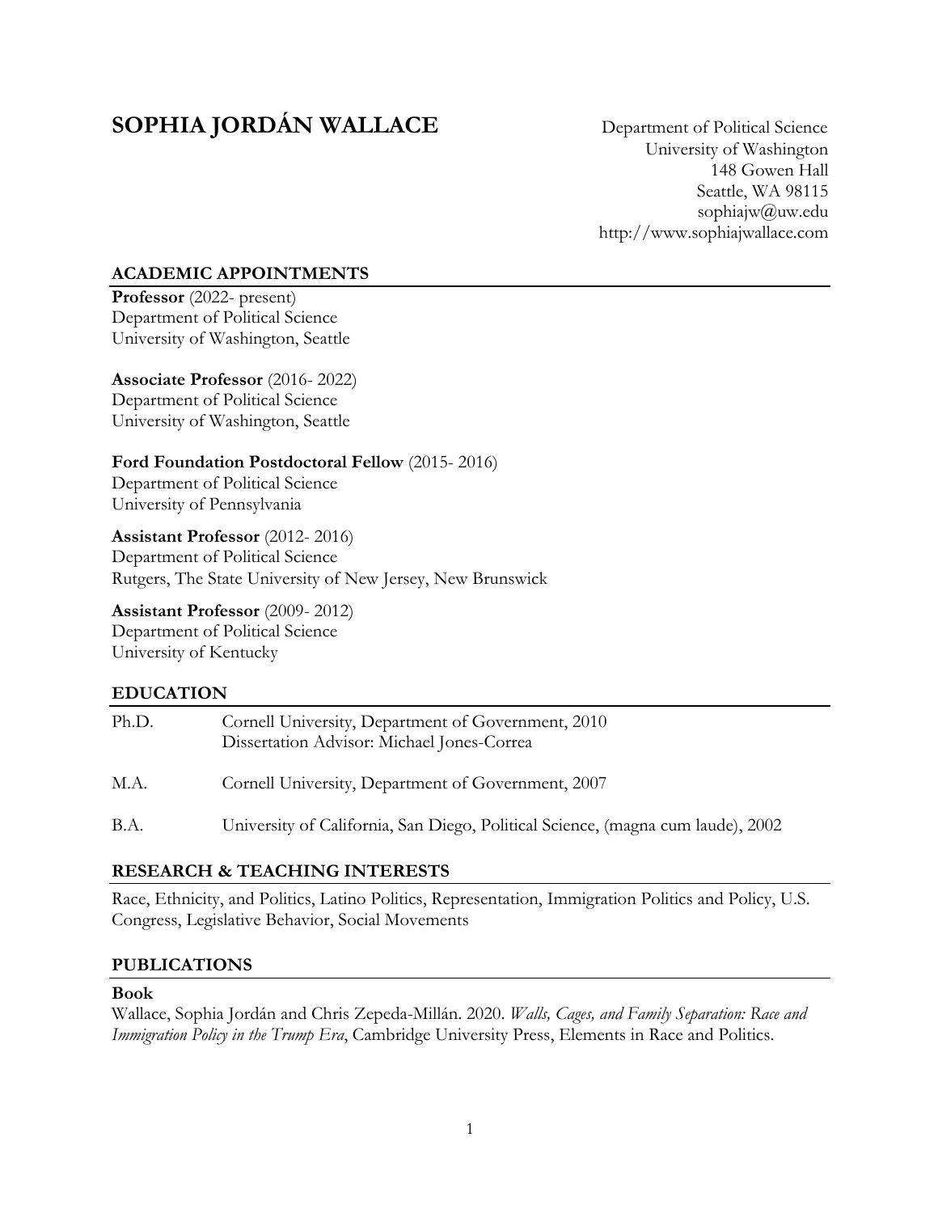# SOPHIA JORDÁN WALLACE

Department of Political Science
University of Washington
148 Gowen Hall
Seattle, WA 98115
sophiajw@uw.edu
http://www.sophiajwallace.com

## ACADEMIC APPOINTMENTS

**Professor** (2022- present)
Department of Political Science
University of Washington, Seattle

**Associate Professor** (2016- 2022)
Department of Political Science
University of Washington, Seattle

**Ford Foundation Postdoctoral Fellow** (2015- 2016)
Department of Political Science
University of Pennsylvania

**Assistant Professor** (2012- 2016)
Department of Political Science
Rutgers, The State University of New Jersey, New Brunswick

**Assistant Professor** (2009- 2012)
Department of Political Science
University of Kentucky

## EDUCATION

Ph.D. Cornell University, Department of Government, 2010
Dissertation Advisor: Michael Jones-Correa

M.A. Cornell University, Department of Government, 2007

B.A. University of California, San Diego, Political Science, (magna cum laude), 2002

## RESEARCH & TEACHING INTERESTS

Race, Ethnicity, and Politics, Latino Politics, Representation, Immigration Politics and Policy, U.S. Congress, Legislative Behavior, Social Movements

## PUBLICATIONS

### Book

Wallace, Sophia Jordán and Chris Zepeda-Millán. 2020. *Walls, Cages, and Family Separation: Race and Immigration Policy in the Trump Era*, Cambridge University Press, Elements in Race and Politics.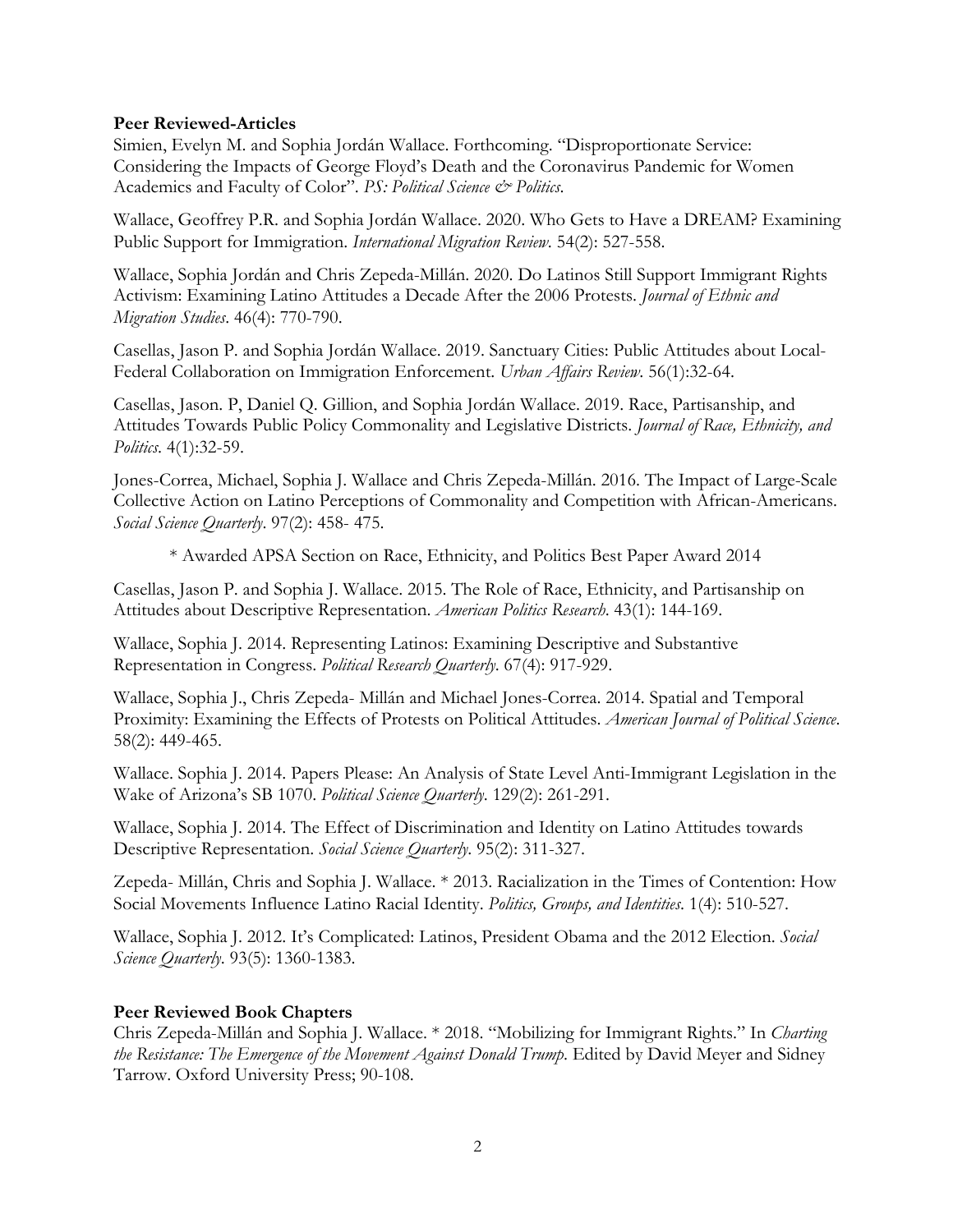**Peer Reviewed-Articles**

Simien, Evelyn M. and Sophia Jordán Wallace. Forthcoming. "Disproportionate Service: Considering the Impacts of George Floyd's Death and the Coronavirus Pandemic for Women Academics and Faculty of Color". *PS: Political Science & Politics*.

Wallace, Geoffrey P.R. and Sophia Jordán Wallace. 2020. Who Gets to Have a DREAM? Examining Public Support for Immigration. *International Migration Review*. 54(2): 527-558.

Wallace, Sophia Jordán and Chris Zepeda-Millán. 2020. Do Latinos Still Support Immigrant Rights Activism: Examining Latino Attitudes a Decade After the 2006 Protests. *Journal of Ethnic and Migration Studies*. 46(4): 770-790.

Casellas, Jason P. and Sophia Jordán Wallace. 2019. Sanctuary Cities: Public Attitudes about Local-Federal Collaboration on Immigration Enforcement. *Urban Affairs Review*. 56(1):32-64.

Casellas, Jason. P, Daniel Q. Gillion, and Sophia Jordán Wallace. 2019. Race, Partisanship, and Attitudes Towards Public Policy Commonality and Legislative Districts. *Journal of Race, Ethnicity, and Politics*. 4(1):32-59.

Jones-Correa, Michael, Sophia J. Wallace and Chris Zepeda-Millán. 2016. The Impact of Large-Scale Collective Action on Latino Perceptions of Commonality and Competition with African-Americans. *Social Science Quarterly*. 97(2): 458- 475.

    * Awarded APSA Section on Race, Ethnicity, and Politics Best Paper Award 2014

Casellas, Jason P. and Sophia J. Wallace. 2015. The Role of Race, Ethnicity, and Partisanship on Attitudes about Descriptive Representation. *American Politics Research*. 43(1): 144-169.

Wallace, Sophia J. 2014. Representing Latinos: Examining Descriptive and Substantive Representation in Congress. *Political Research Quarterly*. 67(4): 917-929.

Wallace, Sophia J., Chris Zepeda- Millán and Michael Jones-Correa. 2014. Spatial and Temporal Proximity: Examining the Effects of Protests on Political Attitudes. *American Journal of Political Science*. 58(2): 449-465.

Wallace. Sophia J. 2014. Papers Please: An Analysis of State Level Anti-Immigrant Legislation in the Wake of Arizona's SB 1070. *Political Science Quarterly*. 129(2): 261-291.

Wallace, Sophia J. 2014. The Effect of Discrimination and Identity on Latino Attitudes towards Descriptive Representation. *Social Science Quarterly*. 95(2): 311-327.

Zepeda- Millán, Chris and Sophia J. Wallace. * 2013. Racialization in the Times of Contention: How Social Movements Influence Latino Racial Identity. *Politics, Groups, and Identities*. 1(4): 510-527.

Wallace, Sophia J. 2012. It's Complicated: Latinos, President Obama and the 2012 Election. *Social Science Quarterly*. 93(5): 1360-1383.

**Peer Reviewed Book Chapters**

Chris Zepeda-Millán and Sophia J. Wallace. * 2018. "Mobilizing for Immigrant Rights." In *Charting the Resistance: The Emergence of the Movement Against Donald Trump*. Edited by David Meyer and Sidney Tarrow. Oxford University Press; 90-108.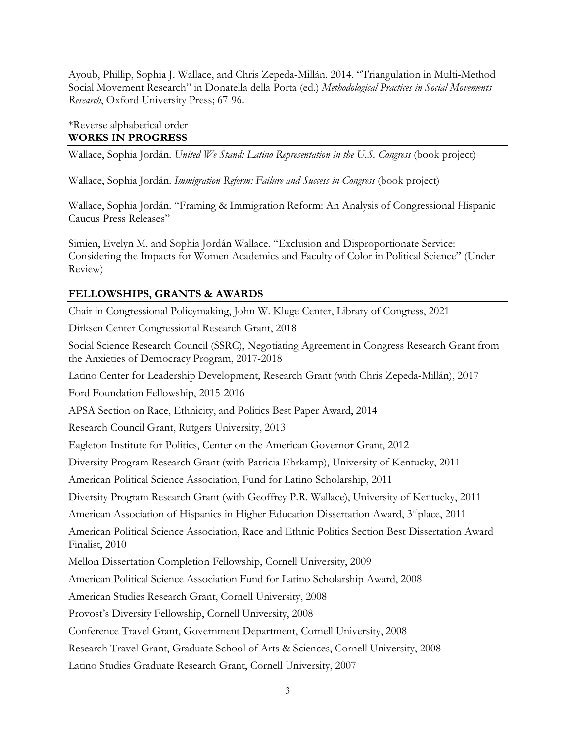Ayoub, Phillip, Sophia J. Wallace, and Chris Zepeda-Millán. 2014. "Triangulation in Multi-Method Social Movement Research" in Donatella della Porta (ed.) *Methodological Practices in Social Movements Research*, Oxford University Press; 67-96.

*Reverse alphabetical order

## WORKS IN PROGRESS

Wallace, Sophia Jordán. *United We Stand: Latino Representation in the U.S. Congress* (book project)

Wallace, Sophia Jordán. *Immigration Reform: Failure and Success in Congress* (book project)

Wallace, Sophia Jordán. "Framing & Immigration Reform: An Analysis of Congressional Hispanic Caucus Press Releases"

Simien, Evelyn M. and Sophia Jordán Wallace. "Exclusion and Disproportionate Service: Considering the Impacts for Women Academics and Faculty of Color in Political Science" (Under Review)

## FELLOWSHIPS, GRANTS & AWARDS

Chair in Congressional Policymaking, John W. Kluge Center, Library of Congress, 2021

Dirksen Center Congressional Research Grant, 2018

Social Science Research Council (SSRC), Negotiating Agreement in Congress Research Grant from the Anxieties of Democracy Program, 2017-2018

Latino Center for Leadership Development, Research Grant (with Chris Zepeda-Millán), 2017

Ford Foundation Fellowship, 2015-2016

APSA Section on Race, Ethnicity, and Politics Best Paper Award, 2014

Research Council Grant, Rutgers University, 2013

Eagleton Institute for Politics, Center on the American Governor Grant, 2012

Diversity Program Research Grant (with Patricia Ehrkamp), University of Kentucky, 2011

American Political Science Association, Fund for Latino Scholarship, 2011

Diversity Program Research Grant (with Geoffrey P.R. Wallace), University of Kentucky, 2011

American Association of Hispanics in Higher Education Dissertation Award, 3rd place, 2011

American Political Science Association, Race and Ethnic Politics Section Best Dissertation Award Finalist, 2010

Mellon Dissertation Completion Fellowship, Cornell University, 2009

American Political Science Association Fund for Latino Scholarship Award, 2008

American Studies Research Grant, Cornell University, 2008

Provost's Diversity Fellowship, Cornell University, 2008

Conference Travel Grant, Government Department, Cornell University, 2008

Research Travel Grant, Graduate School of Arts & Sciences, Cornell University, 2008

Latino Studies Graduate Research Grant, Cornell University, 2007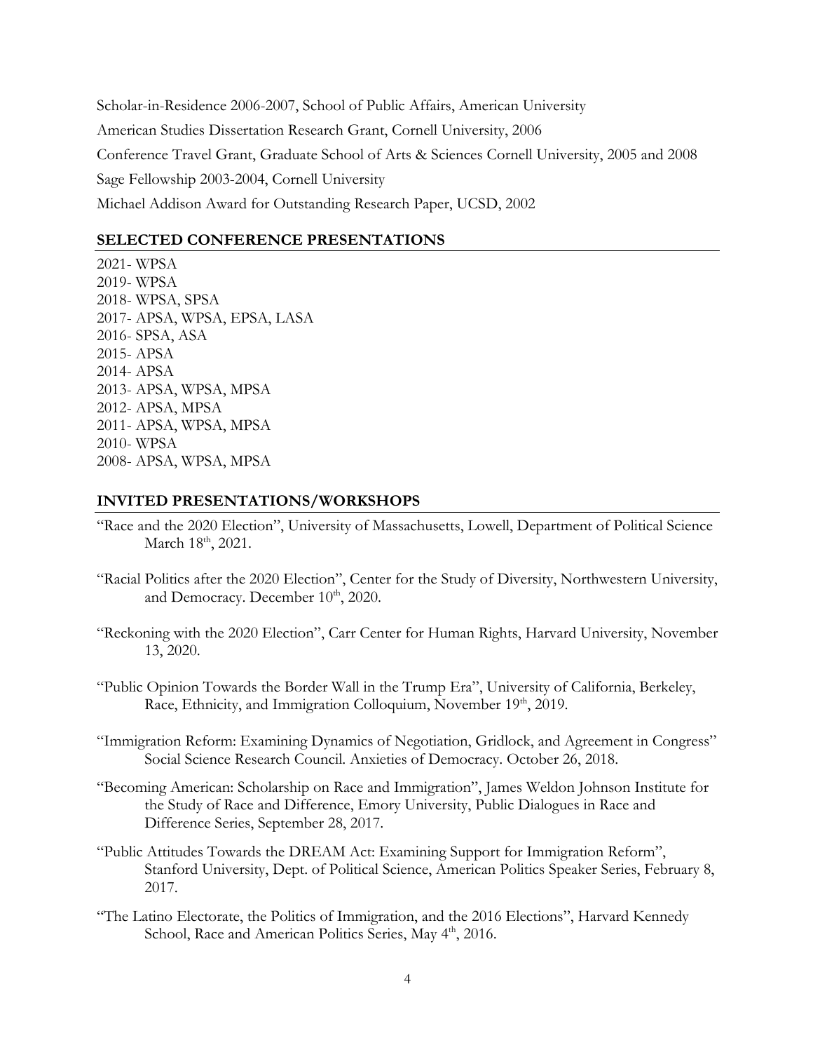Scholar-in-Residence 2006-2007, School of Public Affairs, American University

American Studies Dissertation Research Grant, Cornell University, 2006

Conference Travel Grant, Graduate School of Arts & Sciences Cornell University, 2005 and 2008

Sage Fellowship 2003-2004, Cornell University

Michael Addison Award for Outstanding Research Paper, UCSD, 2002

## SELECTED CONFERENCE PRESENTATIONS

2021- WPSA
2019- WPSA
2018- WPSA, SPSA
2017- APSA, WPSA, EPSA, LASA
2016- SPSA, ASA
2015- APSA
2014- APSA
2013- APSA, WPSA, MPSA
2012- APSA, MPSA
2011- APSA, WPSA, MPSA
2010- WPSA
2008- APSA, WPSA, MPSA

## INVITED PRESENTATIONS/WORKSHOPS

"Race and the 2020 Election", University of Massachusetts, Lowell, Department of Political Science March 18th, 2021.

"Racial Politics after the 2020 Election", Center for the Study of Diversity, Northwestern University, and Democracy. December 10th, 2020.

"Reckoning with the 2020 Election", Carr Center for Human Rights, Harvard University, November 13, 2020.

"Public Opinion Towards the Border Wall in the Trump Era", University of California, Berkeley, Race, Ethnicity, and Immigration Colloquium, November 19th, 2019.

"Immigration Reform: Examining Dynamics of Negotiation, Gridlock, and Agreement in Congress" Social Science Research Council. Anxieties of Democracy. October 26, 2018.

"Becoming American: Scholarship on Race and Immigration", James Weldon Johnson Institute for the Study of Race and Difference, Emory University, Public Dialogues in Race and Difference Series, September 28, 2017.

"Public Attitudes Towards the DREAM Act: Examining Support for Immigration Reform", Stanford University, Dept. of Political Science, American Politics Speaker Series, February 8, 2017.

"The Latino Electorate, the Politics of Immigration, and the 2016 Elections", Harvard Kennedy School, Race and American Politics Series, May 4th, 2016.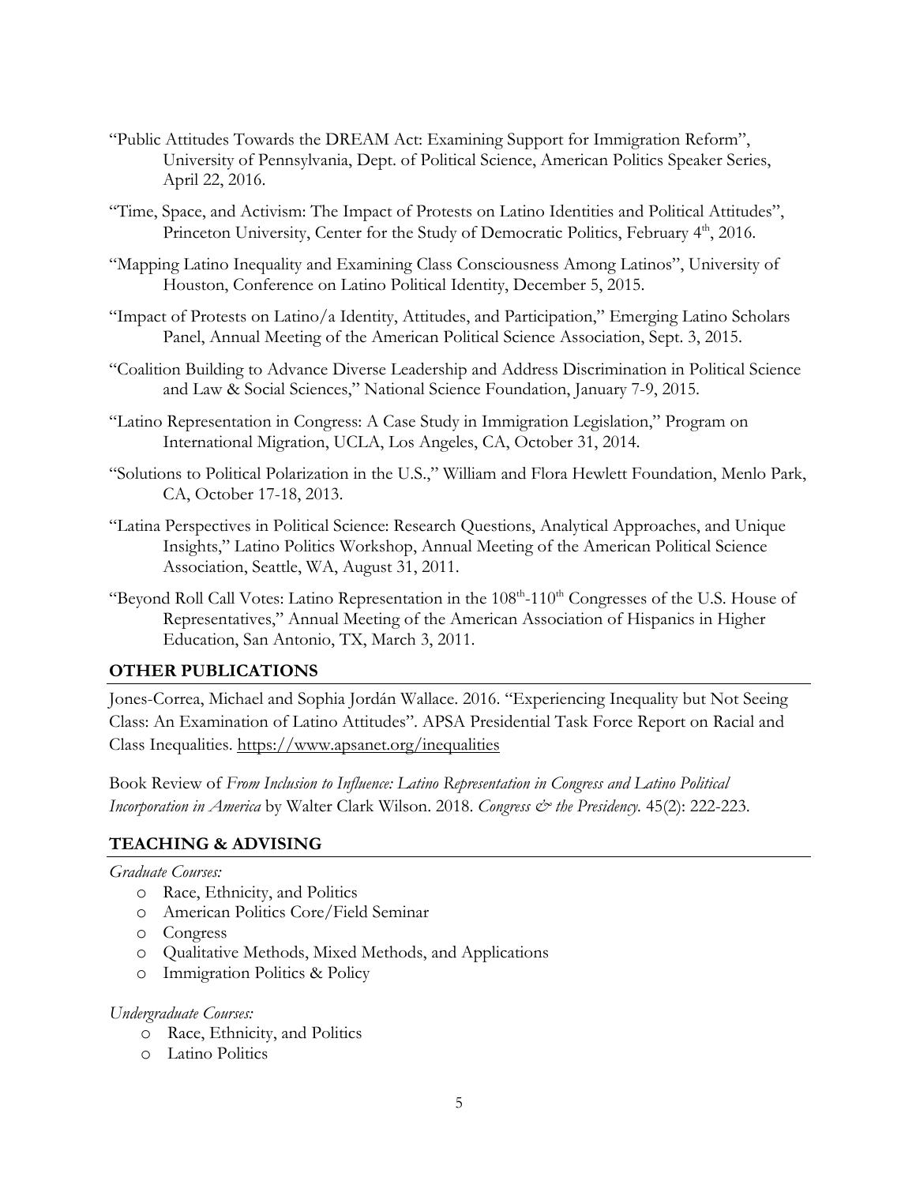"Public Attitudes Towards the DREAM Act: Examining Support for Immigration Reform", University of Pennsylvania, Dept. of Political Science, American Politics Speaker Series, April 22, 2016.

"Time, Space, and Activism: The Impact of Protests on Latino Identities and Political Attitudes", Princeton University, Center for the Study of Democratic Politics, February 4th, 2016.

"Mapping Latino Inequality and Examining Class Consciousness Among Latinos", University of Houston, Conference on Latino Political Identity, December 5, 2015.

"Impact of Protests on Latino/a Identity, Attitudes, and Participation," Emerging Latino Scholars Panel, Annual Meeting of the American Political Science Association, Sept. 3, 2015.

"Coalition Building to Advance Diverse Leadership and Address Discrimination in Political Science and Law & Social Sciences," National Science Foundation, January 7-9, 2015.

"Latino Representation in Congress: A Case Study in Immigration Legislation," Program on International Migration, UCLA, Los Angeles, CA, October 31, 2014.

"Solutions to Political Polarization in the U.S.," William and Flora Hewlett Foundation, Menlo Park, CA, October 17-18, 2013.

"Latina Perspectives in Political Science: Research Questions, Analytical Approaches, and Unique Insights," Latino Politics Workshop, Annual Meeting of the American Political Science Association, Seattle, WA, August 31, 2011.

"Beyond Roll Call Votes: Latino Representation in the 108th-110th Congresses of the U.S. House of Representatives," Annual Meeting of the American Association of Hispanics in Higher Education, San Antonio, TX, March 3, 2011.

## OTHER PUBLICATIONS

Jones-Correa, Michael and Sophia Jordán Wallace. 2016. "Experiencing Inequality but Not Seeing Class: An Examination of Latino Attitudes". APSA Presidential Task Force Report on Racial and Class Inequalities. https://www.apsanet.org/inequalities

Book Review of *From Inclusion to Influence: Latino Representation in Congress and Latino Political Incorporation in America* by Walter Clark Wilson. 2018. *Congress & the Presidency.* 45(2): 222-223.

## TEACHING & ADVISING

*Graduate Courses:*

- Race, Ethnicity, and Politics
- American Politics Core/Field Seminar
- Congress
- Qualitative Methods, Mixed Methods, and Applications
- Immigration Politics & Policy

*Undergraduate Courses:*

- Race, Ethnicity, and Politics
- Latino Politics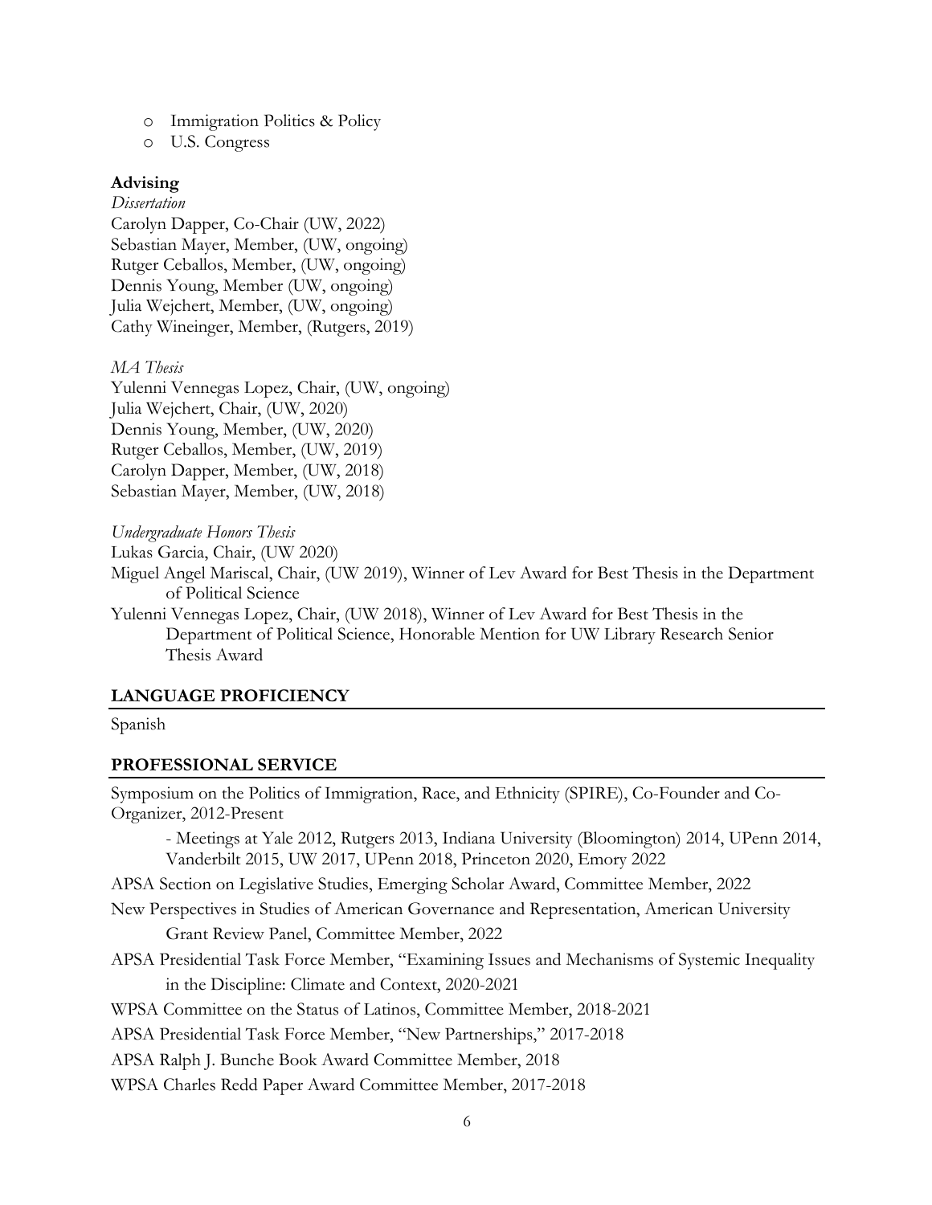- Immigration Politics & Policy
- U.S. Congress

**Advising**

*Dissertation*

Carolyn Dapper, Co-Chair (UW, 2022)
Sebastian Mayer, Member, (UW, ongoing)
Rutger Ceballos, Member, (UW, ongoing)
Dennis Young, Member (UW, ongoing)
Julia Wejchert, Member, (UW, ongoing)
Cathy Wineinger, Member, (Rutgers, 2019)

*MA Thesis*

Yulenni Vennegas Lopez, Chair, (UW, ongoing)
Julia Wejchert, Chair, (UW, 2020)
Dennis Young, Member, (UW, 2020)
Rutger Ceballos, Member, (UW, 2019)
Carolyn Dapper, Member, (UW, 2018)
Sebastian Mayer, Member, (UW, 2018)

*Undergraduate Honors Thesis*

Lukas Garcia, Chair, (UW 2020)
Miguel Angel Mariscal, Chair, (UW 2019), Winner of Lev Award for Best Thesis in the Department of Political Science
Yulenni Vennegas Lopez, Chair, (UW 2018), Winner of Lev Award for Best Thesis in the Department of Political Science, Honorable Mention for UW Library Research Senior Thesis Award

## LANGUAGE PROFICIENCY

Spanish

## PROFESSIONAL SERVICE

Symposium on the Politics of Immigration, Race, and Ethnicity (SPIRE), Co-Founder and Co-Organizer, 2012-Present

- Meetings at Yale 2012, Rutgers 2013, Indiana University (Bloomington) 2014, UPenn 2014, Vanderbilt 2015, UW 2017, UPenn 2018, Princeton 2020, Emory 2022

APSA Section on Legislative Studies, Emerging Scholar Award, Committee Member, 2022

New Perspectives in Studies of American Governance and Representation, American University Grant Review Panel, Committee Member, 2022

APSA Presidential Task Force Member, "Examining Issues and Mechanisms of Systemic Inequality in the Discipline: Climate and Context, 2020-2021

WPSA Committee on the Status of Latinos, Committee Member, 2018-2021

APSA Presidential Task Force Member, "New Partnerships," 2017-2018

APSA Ralph J. Bunche Book Award Committee Member, 2018

WPSA Charles Redd Paper Award Committee Member, 2017-2018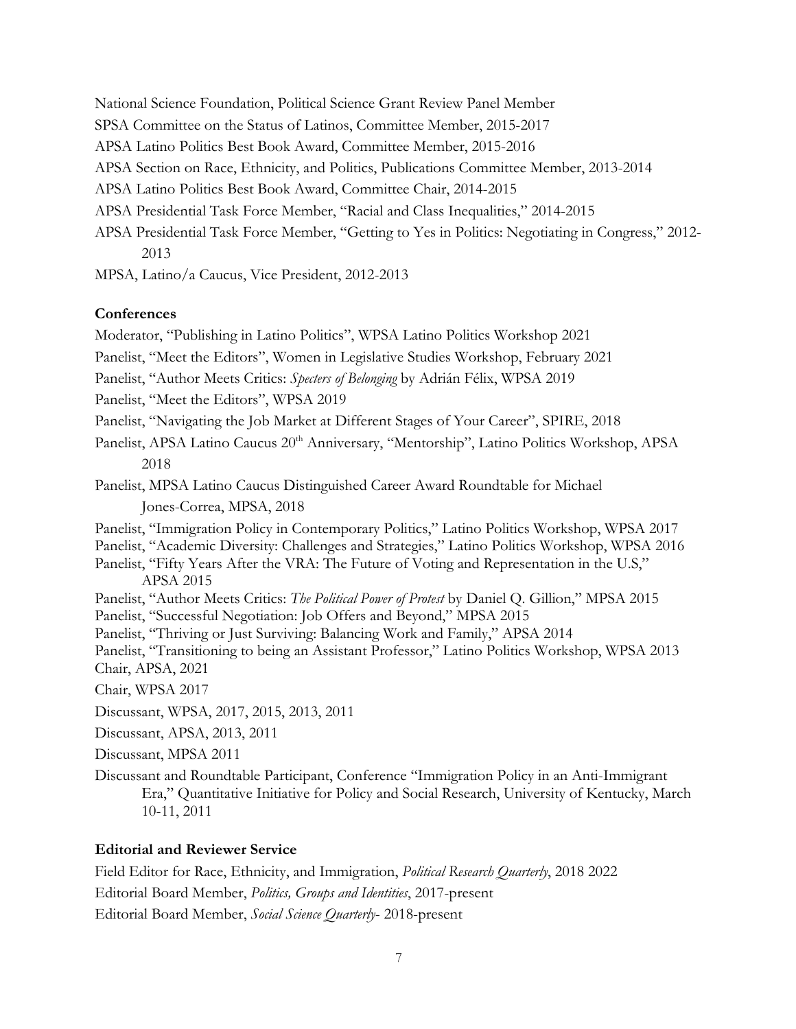National Science Foundation, Political Science Grant Review Panel Member

SPSA Committee on the Status of Latinos, Committee Member, 2015-2017

APSA Latino Politics Best Book Award, Committee Member, 2015-2016

APSA Section on Race, Ethnicity, and Politics, Publications Committee Member, 2013-2014

APSA Latino Politics Best Book Award, Committee Chair, 2014-2015

APSA Presidential Task Force Member, "Racial and Class Inequalities," 2014-2015

APSA Presidential Task Force Member, "Getting to Yes in Politics: Negotiating in Congress," 2012-2013

MPSA, Latino/a Caucus, Vice President, 2012-2013

**Conferences**

Moderator, "Publishing in Latino Politics", WPSA Latino Politics Workshop 2021

Panelist, "Meet the Editors", Women in Legislative Studies Workshop, February 2021

Panelist, "Author Meets Critics: *Specters of Belonging* by Adrián Félix, WPSA 2019

Panelist, "Meet the Editors", WPSA 2019

Panelist, "Navigating the Job Market at Different Stages of Your Career", SPIRE, 2018

Panelist, APSA Latino Caucus 20th Anniversary, "Mentorship", Latino Politics Workshop, APSA 2018

Panelist, MPSA Latino Caucus Distinguished Career Award Roundtable for Michael Jones-Correa, MPSA, 2018

Panelist, "Immigration Policy in Contemporary Politics," Latino Politics Workshop, WPSA 2017

Panelist, "Academic Diversity: Challenges and Strategies," Latino Politics Workshop, WPSA 2016

Panelist, "Fifty Years After the VRA: The Future of Voting and Representation in the U.S," APSA 2015

Panelist, "Author Meets Critics: *The Political Power of Protest* by Daniel Q. Gillion," MPSA 2015

Panelist, "Successful Negotiation: Job Offers and Beyond," MPSA 2015

Panelist, "Thriving or Just Surviving: Balancing Work and Family," APSA 2014

Panelist, "Transitioning to being an Assistant Professor," Latino Politics Workshop, WPSA 2013

Chair, APSA, 2021

Chair, WPSA 2017

Discussant, WPSA, 2017, 2015, 2013, 2011

Discussant, APSA, 2013, 2011

Discussant, MPSA 2011

Discussant and Roundtable Participant, Conference "Immigration Policy in an Anti-Immigrant Era," Quantitative Initiative for Policy and Social Research, University of Kentucky, March 10-11, 2011

**Editorial and Reviewer Service**

Field Editor for Race, Ethnicity, and Immigration, *Political Research Quarterly*, 2018 2022

Editorial Board Member, *Politics, Groups and Identities*, 2017-present

Editorial Board Member, *Social Science Quarterly*- 2018-present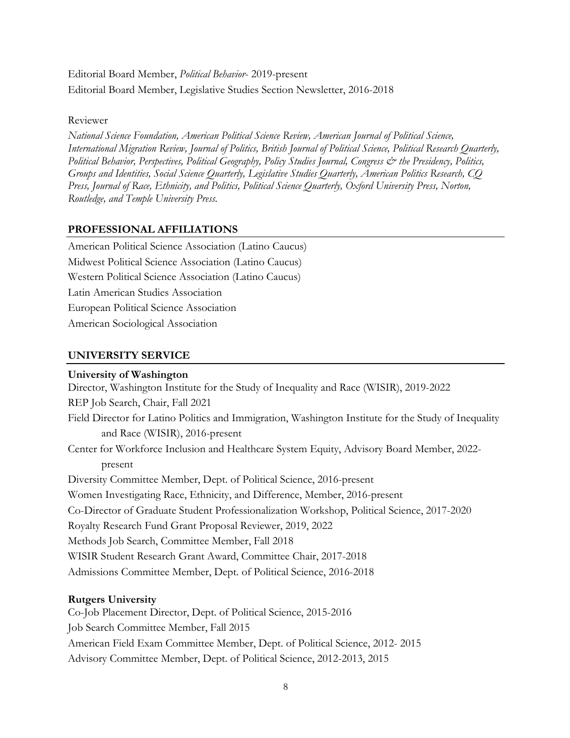Editorial Board Member, *Political Behavior*- 2019-present

Editorial Board Member, Legislative Studies Section Newsletter, 2016-2018

Reviewer

*National Science Foundation, American Political Science Review, American Journal of Political Science, International Migration Review, Journal of Politics, British Journal of Political Science, Political Research Quarterly, Political Behavior, Perspectives, Political Geography, Policy Studies Journal, Congress & the Presidency, Politics, Groups and Identities, Social Science Quarterly, Legislative Studies Quarterly, American Politics Research, CQ Press, Journal of Race, Ethnicity, and Politics, Political Science Quarterly, Oxford University Press, Norton, Routledge, and Temple University Press.*

## PROFESSIONAL AFFILIATIONS

American Political Science Association (Latino Caucus)

Midwest Political Science Association (Latino Caucus)

Western Political Science Association (Latino Caucus)

Latin American Studies Association

European Political Science Association

American Sociological Association

## UNIVERSITY SERVICE

**University of Washington**

Director, Washington Institute for the Study of Inequality and Race (WISIR), 2019-2022

REP Job Search, Chair, Fall 2021

Field Director for Latino Politics and Immigration, Washington Institute for the Study of Inequality and Race (WISIR), 2016-present

Center for Workforce Inclusion and Healthcare System Equity, Advisory Board Member, 2022-present

Diversity Committee Member, Dept. of Political Science, 2016-present

Women Investigating Race, Ethnicity, and Difference, Member, 2016-present

Co-Director of Graduate Student Professionalization Workshop, Political Science, 2017-2020

Royalty Research Fund Grant Proposal Reviewer, 2019, 2022

Methods Job Search, Committee Member, Fall 2018

WISIR Student Research Grant Award, Committee Chair, 2017-2018

Admissions Committee Member, Dept. of Political Science, 2016-2018

**Rutgers University**

Co-Job Placement Director, Dept. of Political Science, 2015-2016

Job Search Committee Member, Fall 2015

American Field Exam Committee Member, Dept. of Political Science, 2012- 2015

Advisory Committee Member, Dept. of Political Science, 2012-2013, 2015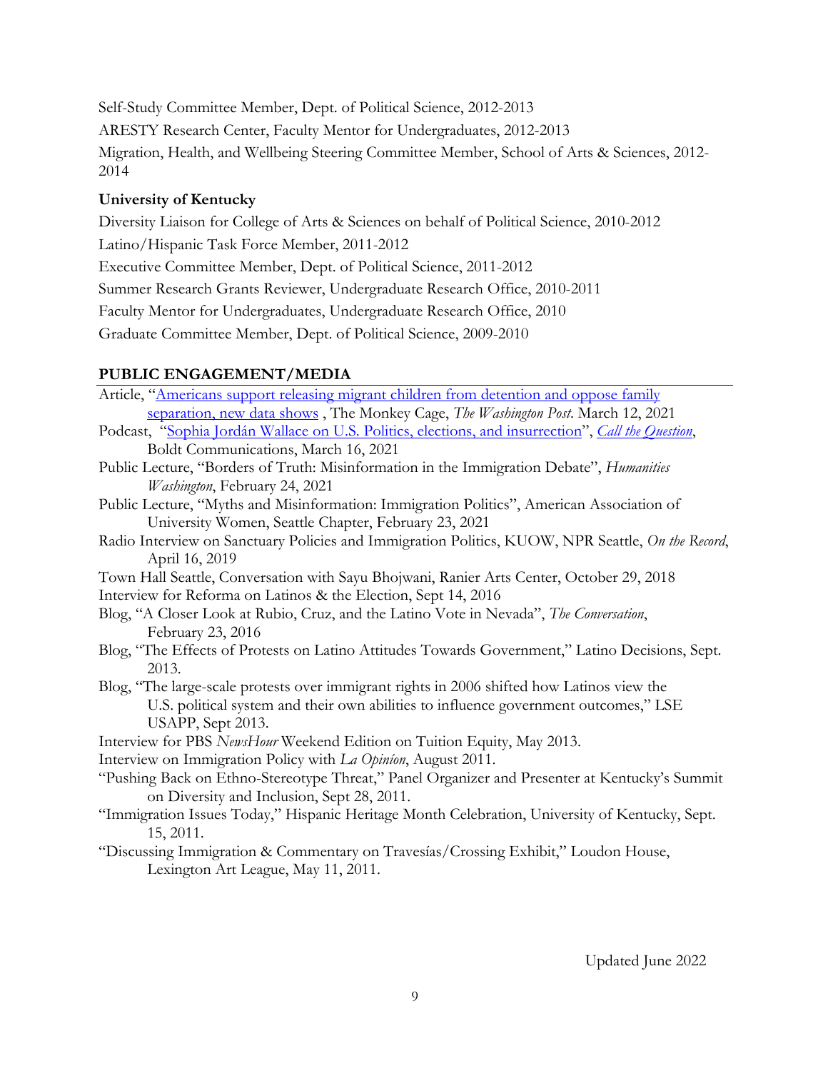Self-Study Committee Member, Dept. of Political Science, 2012-2013

ARESTY Research Center, Faculty Mentor for Undergraduates, 2012-2013

Migration, Health, and Wellbeing Steering Committee Member, School of Arts & Sciences, 2012-2014

**University of Kentucky**

Diversity Liaison for College of Arts & Sciences on behalf of Political Science, 2010-2012

Latino/Hispanic Task Force Member, 2011-2012

Executive Committee Member, Dept. of Political Science, 2011-2012

Summer Research Grants Reviewer, Undergraduate Research Office, 2010-2011

Faculty Mentor for Undergraduates, Undergraduate Research Office, 2010

Graduate Committee Member, Dept. of Political Science, 2009-2010

## PUBLIC ENGAGEMENT/MEDIA

Article, "Americans support releasing migrant children from detention and oppose family separation, new data shows , The Monkey Cage, *The Washington Post*. March 12, 2021

Podcast, "Sophia Jordán Wallace on U.S. Politics, elections, and insurrection", *Call the Question*, Boldt Communications, March 16, 2021

Public Lecture, "Borders of Truth: Misinformation in the Immigration Debate", *Humanities Washington*, February 24, 2021

Public Lecture, "Myths and Misinformation: Immigration Politics", American Association of University Women, Seattle Chapter, February 23, 2021

Radio Interview on Sanctuary Policies and Immigration Politics, KUOW, NPR Seattle, *On the Record*, April 16, 2019

Town Hall Seattle, Conversation with Sayu Bhojwani, Ranier Arts Center, October 29, 2018

Interview for Reforma on Latinos & the Election, Sept 14, 2016

Blog, "A Closer Look at Rubio, Cruz, and the Latino Vote in Nevada", *The Conversation*, February 23, 2016

Blog, "The Effects of Protests on Latino Attitudes Towards Government," Latino Decisions, Sept. 2013.

Blog, "The large-scale protests over immigrant rights in 2006 shifted how Latinos view the U.S. political system and their own abilities to influence government outcomes," LSE USAPP, Sept 2013.

Interview for PBS *NewsHour* Weekend Edition on Tuition Equity, May 2013.

Interview on Immigration Policy with *La Opiníon*, August 2011.

"Pushing Back on Ethno-Stereotype Threat," Panel Organizer and Presenter at Kentucky's Summit on Diversity and Inclusion, Sept 28, 2011.

"Immigration Issues Today," Hispanic Heritage Month Celebration, University of Kentucky, Sept. 15, 2011.

"Discussing Immigration & Commentary on Travesías/Crossing Exhibit," Loudon House, Lexington Art League, May 11, 2011.

Updated June 2022